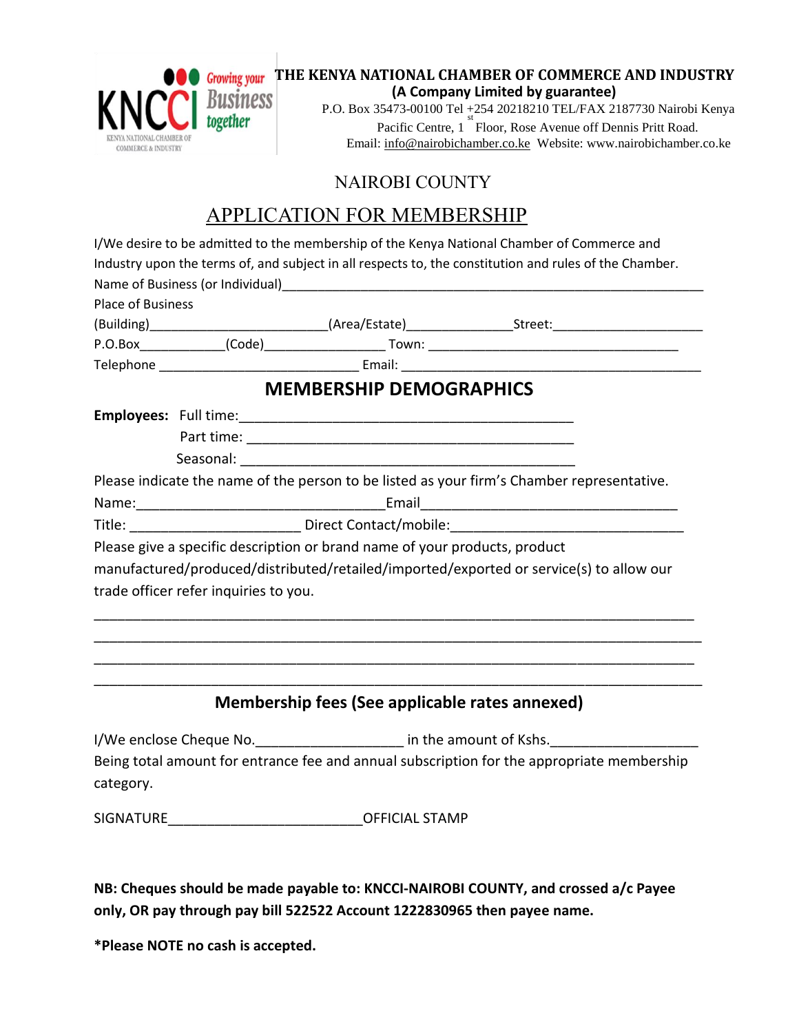KNCCI Growing your Business together
KENYA NATIONAL CHAMBER OF COMMERCE & INDUSTRY

**THE KENYA NATIONAL CHAMBER OF COMMERCE AND INDUSTRY**
**(A Company Limited by guarantee)**
P.O. Box 35473-00100 Tel +254 20218210 TEL/FAX 2187730 Nairobi Kenya
Pacific Centre, 1st Floor, Rose Avenue off Dennis Pritt Road.
Email: info@nairobichamber.co.ke Website: www.nairobichamber.co.ke

## NAIROBI COUNTY

# APPLICATION FOR MEMBERSHIP

I/We desire to be admitted to the membership of the Kenya National Chamber of Commerce and Industry upon the terms of, and subject in all respects to, the constitution and rules of the Chamber.

Name of Business (or Individual)_______________________________________________

Place of Business

(Building)________________________(Area/Estate)______________Street:_____________________

P.O.Box____________(Code)_________________ Town: ___________________________________

Telephone ____________________________ Email: ________________________________________

## MEMBERSHIP DEMOGRAPHICS

**Employees:** Full time:____________________________________________

Part time: ____________________________________________

Seasonal: ____________________________________________

Please indicate the name of the person to be listed as your firm's Chamber representative.

Name:________________________________Email________________________________

Title: ______________________ Direct Contact/mobile:_____________________________

Please give a specific description or brand name of your products, product manufactured/produced/distributed/retailed/imported/exported or service(s) to allow our trade officer refer inquiries to you.

_______________________________________________________________________________

_______________________________________________________________________________

_______________________________________________________________________________

_______________________________________________________________________________

## Membership fees (See applicable rates annexed)

I/We enclose Cheque No.___________________ in the amount of Kshs.___________________

Being total amount for entrance fee and annual subscription for the appropriate membership category.

SIGNATURE_________________________OFFICIAL STAMP

**NB: Cheques should be made payable to: KNCCI-NAIROBI COUNTY, and crossed a/c Payee only, OR pay through pay bill 522522 Account 1222830965 then payee name.**

***Please NOTE no cash is accepted.**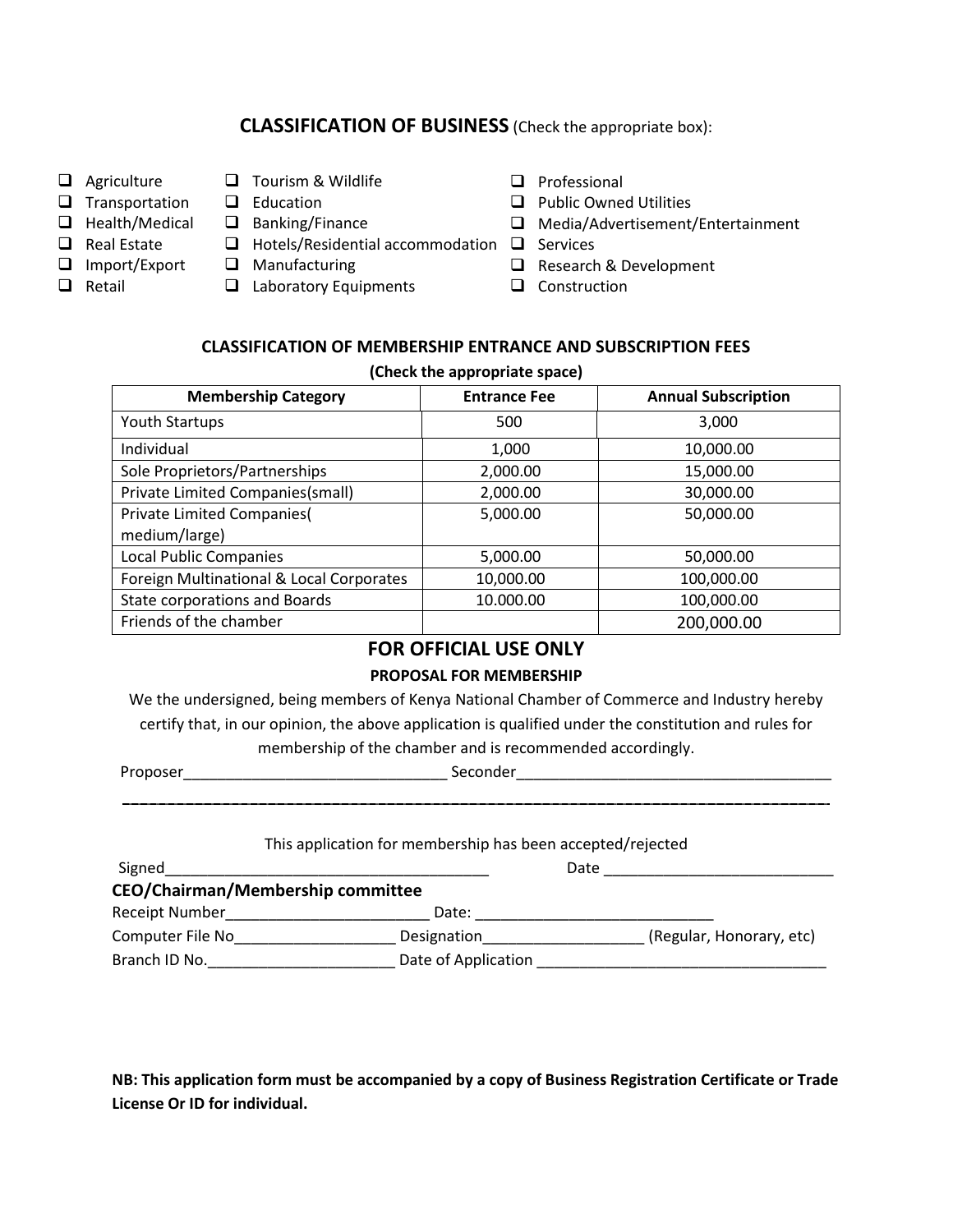## CLASSIFICATION OF BUSINESS (Check the appropriate box):

- ❑ Agriculture
- ❑ Transportation
- ❑ Health/Medical
- ❑ Real Estate
- ❑ Import/Export
- ❑ Retail
- ❑ Tourism & Wildlife
- ❑ Education
- ❑ Banking/Finance
- ❑ Hotels/Residential accommodation
- ❑ Manufacturing
- ❑ Laboratory Equipments
- ❑ Professional
- ❑ Public Owned Utilities
- ❑ Media/Advertisement/Entertainment
- ❑ Services
- ❑ Research & Development
- ❑ Construction

### CLASSIFICATION OF MEMBERSHIP ENTRANCE AND SUBSCRIPTION FEES

**(Check the appropriate space)**

| Membership Category | Entrance Fee | Annual Subscription |
|---|---|---|
| Youth Startups | 500 | 3,000 |
| Individual | 1,000 | 10,000.00 |
| Sole Proprietors/Partnerships | 2,000.00 | 15,000.00 |
| Private Limited Companies(small) | 2,000.00 | 30,000.00 |
| Private Limited Companies( medium/large) | 5,000.00 | 50,000.00 |
| Local Public Companies | 5,000.00 | 50,000.00 |
| Foreign Multinational & Local Corporates | 10,000.00 | 100,000.00 |
| State corporations and Boards | 10.000.00 | 100,000.00 |
| Friends of the chamber | | 200,000.00 |

## FOR OFFICIAL USE ONLY

### PROPOSAL FOR MEMBERSHIP

We the undersigned, being members of Kenya National Chamber of Commerce and Industry hereby certify that, in our opinion, the above application is qualified under the constitution and rules for membership of the chamber and is recommended accordingly.

Proposer_______________________________ Seconder_____________________________________

---

This application for membership has been accepted/rejected

Signed______________________________________ Date ___________________________

**CEO/Chairman/Membership committee**

Receipt Number________________________ Date: ____________________________

Computer File No___________________ Designation___________________ (Regular, Honorary, etc)

Branch ID No.______________________ Date of Application __________________________________

**NB: This application form must be accompanied by a copy of Business Registration Certificate or Trade License Or ID for individual.**